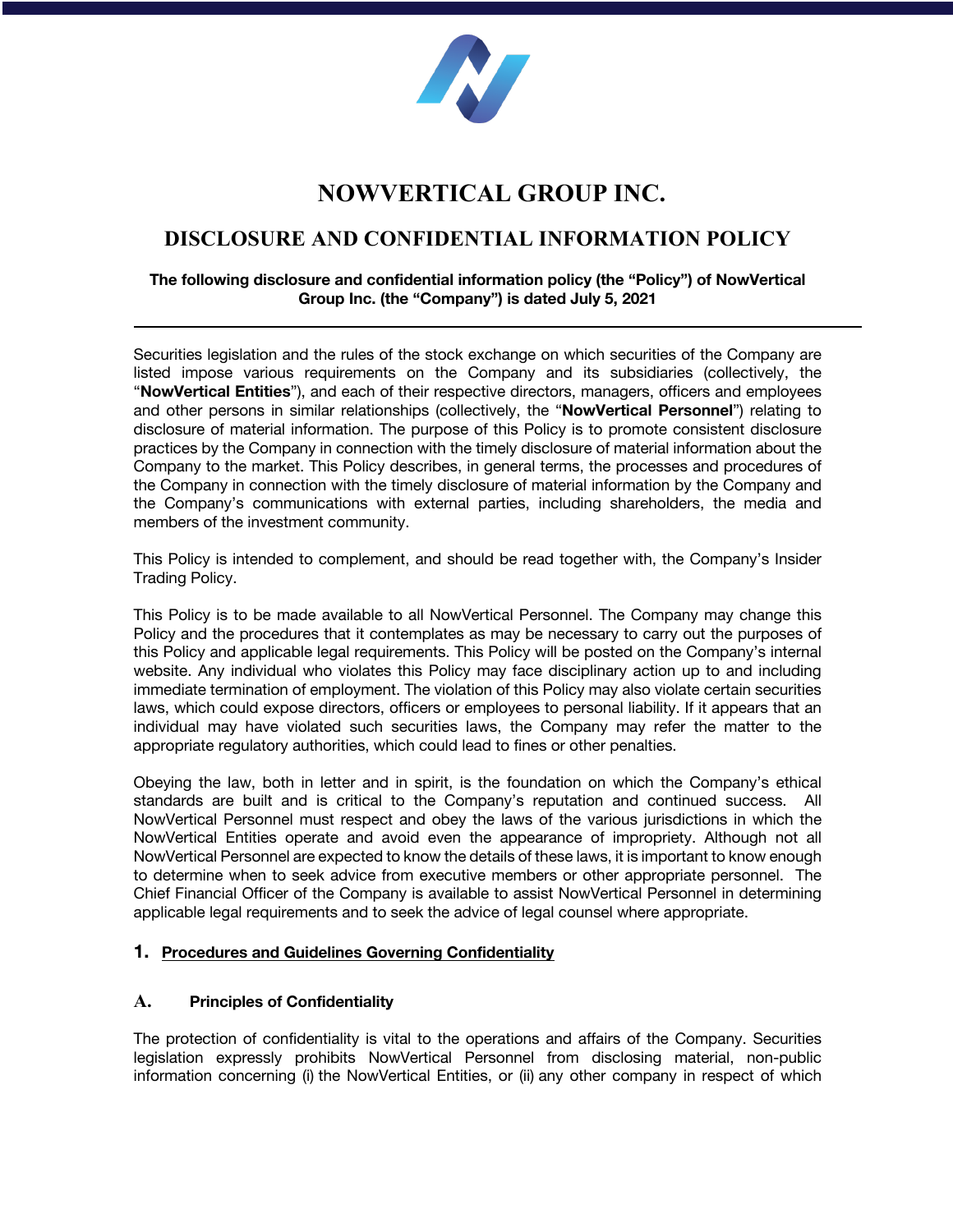# NOWVERTICAL GROUP INC.

## DISCLOSURE AND CONFIDENTIAL INFORMATION POLICY

**The following disclosure and confidential information policy (the "Policy") of NowVertical Group Inc. (the "Company") is dated July 5, 2021**

---

Securities legislation and the rules of the stock exchange on which securities of the Company are listed impose various requirements on the Company and its subsidiaries (collectively, the "**NowVertical Entities**"), and each of their respective directors, managers, officers and employees and other persons in similar relationships (collectively, the "**NowVertical Personnel**") relating to disclosure of material information. The purpose of this Policy is to promote consistent disclosure practices by the Company in connection with the timely disclosure of material information about the Company to the market. This Policy describes, in general terms, the processes and procedures of the Company in connection with the timely disclosure of material information by the Company and the Company's communications with external parties, including shareholders, the media and members of the investment community.

This Policy is intended to complement, and should be read together with, the Company's Insider Trading Policy.

This Policy is to be made available to all NowVertical Personnel. The Company may change this Policy and the procedures that it contemplates as may be necessary to carry out the purposes of this Policy and applicable legal requirements. This Policy will be posted on the Company's internal website. Any individual who violates this Policy may face disciplinary action up to and including immediate termination of employment. The violation of this Policy may also violate certain securities laws, which could expose directors, officers or employees to personal liability. If it appears that an individual may have violated such securities laws, the Company may refer the matter to the appropriate regulatory authorities, which could lead to fines or other penalties.

Obeying the law, both in letter and in spirit, is the foundation on which the Company's ethical standards are built and is critical to the Company's reputation and continued success. All NowVertical Personnel must respect and obey the laws of the various jurisdictions in which the NowVertical Entities operate and avoid even the appearance of impropriety. Although not all NowVertical Personnel are expected to know the details of these laws, it is important to know enough to determine when to seek advice from executive members or other appropriate personnel. The Chief Financial Officer of the Company is available to assist NowVertical Personnel in determining applicable legal requirements and to seek the advice of legal counsel where appropriate.

### 1. Procedures and Guidelines Governing Confidentiality

#### A. Principles of Confidentiality

The protection of confidentiality is vital to the operations and affairs of the Company. Securities legislation expressly prohibits NowVertical Personnel from disclosing material, non-public information concerning (i) the NowVertical Entities, or (ii) any other company in respect of which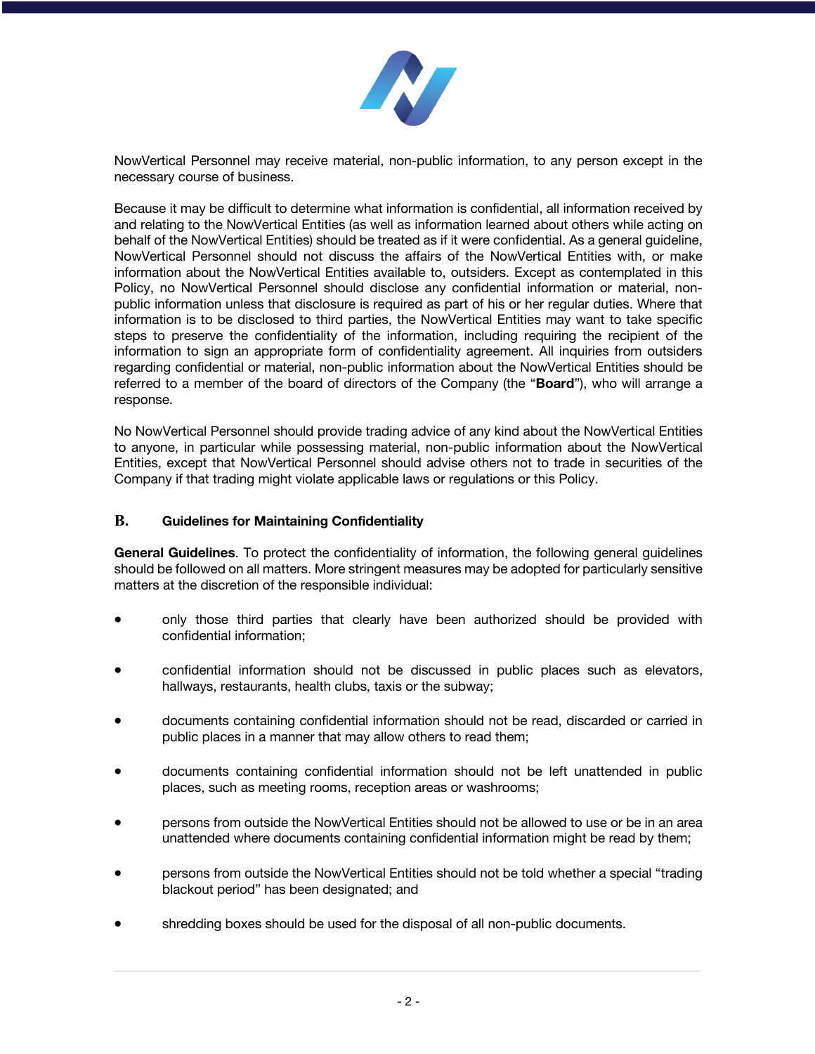NowVertical Personnel may receive material, non-public information, to any person except in the necessary course of business.

Because it may be difficult to determine what information is confidential, all information received by and relating to the NowVertical Entities (as well as information learned about others while acting on behalf of the NowVertical Entities) should be treated as if it were confidential. As a general guideline, NowVertical Personnel should not discuss the affairs of the NowVertical Entities with, or make information about the NowVertical Entities available to, outsiders. Except as contemplated in this Policy, no NowVertical Personnel should disclose any confidential information or material, non-public information unless that disclosure is required as part of his or her regular duties. Where that information is to be disclosed to third parties, the NowVertical Entities may want to take specific steps to preserve the confidentiality of the information, including requiring the recipient of the information to sign an appropriate form of confidentiality agreement. All inquiries from outsiders regarding confidential or material, non-public information about the NowVertical Entities should be referred to a member of the board of directors of the Company (the "**Board**"), who will arrange a response.

No NowVertical Personnel should provide trading advice of any kind about the NowVertical Entities to anyone, in particular while possessing material, non-public information about the NowVertical Entities, except that NowVertical Personnel should advise others not to trade in securities of the Company if that trading might violate applicable laws or regulations or this Policy.

## B. Guidelines for Maintaining Confidentiality

**General Guidelines**. To protect the confidentiality of information, the following general guidelines should be followed on all matters. More stringent measures may be adopted for particularly sensitive matters at the discretion of the responsible individual:

- only those third parties that clearly have been authorized should be provided with confidential information;
- confidential information should not be discussed in public places such as elevators, hallways, restaurants, health clubs, taxis or the subway;
- documents containing confidential information should not be read, discarded or carried in public places in a manner that may allow others to read them;
- documents containing confidential information should not be left unattended in public places, such as meeting rooms, reception areas or washrooms;
- persons from outside the NowVertical Entities should not be allowed to use or be in an area unattended where documents containing confidential information might be read by them;
- persons from outside the NowVertical Entities should not be told whether a special "trading blackout period" has been designated; and
- shredding boxes should be used for the disposal of all non-public documents.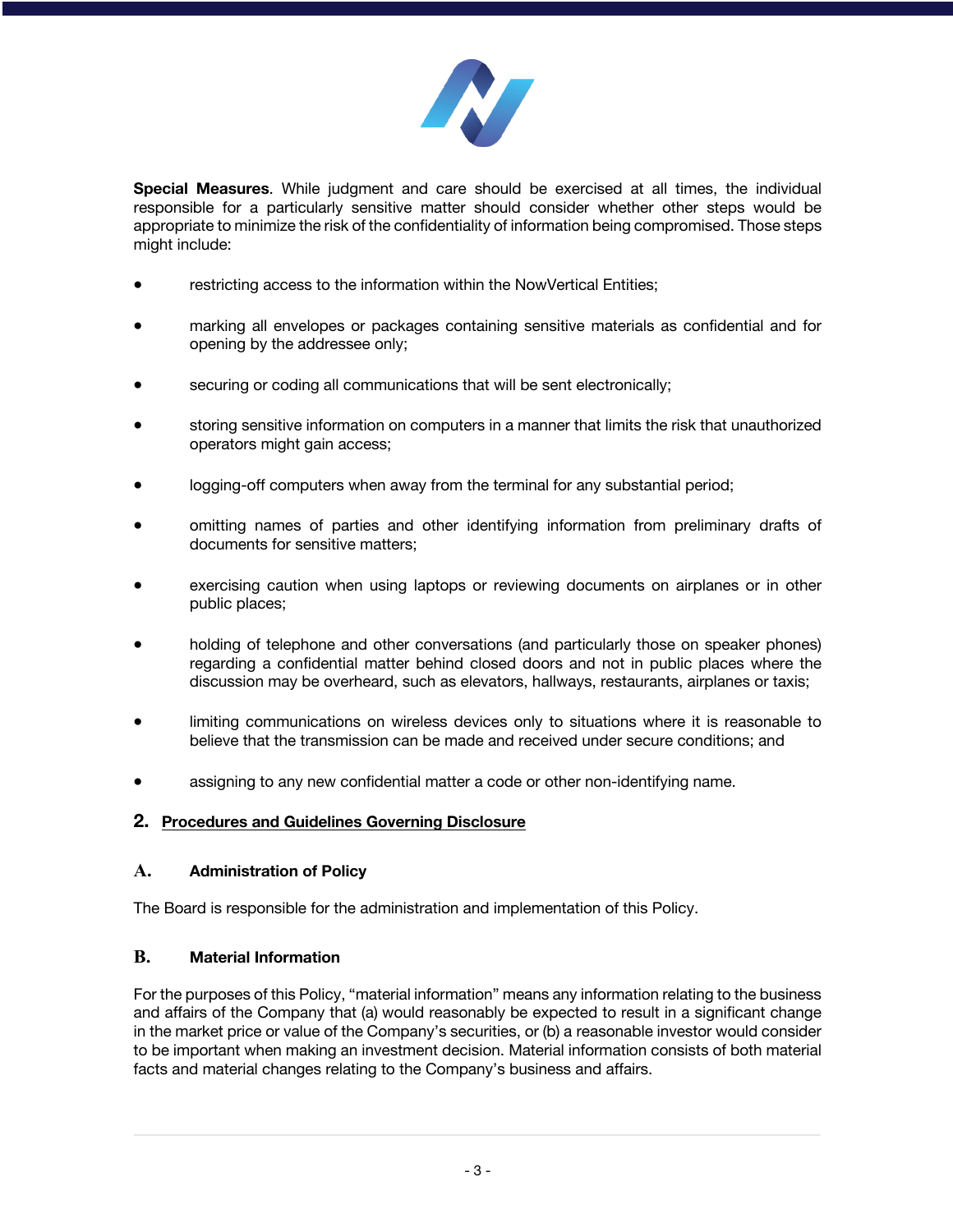**Special Measures**. While judgment and care should be exercised at all times, the individual responsible for a particularly sensitive matter should consider whether other steps would be appropriate to minimize the risk of the confidentiality of information being compromised. Those steps might include:

- restricting access to the information within the NowVertical Entities;
- marking all envelopes or packages containing sensitive materials as confidential and for opening by the addressee only;
- securing or coding all communications that will be sent electronically;
- storing sensitive information on computers in a manner that limits the risk that unauthorized operators might gain access;
- logging-off computers when away from the terminal for any substantial period;
- omitting names of parties and other identifying information from preliminary drafts of documents for sensitive matters;
- exercising caution when using laptops or reviewing documents on airplanes or in other public places;
- holding of telephone and other conversations (and particularly those on speaker phones) regarding a confidential matter behind closed doors and not in public places where the discussion may be overheard, such as elevators, hallways, restaurants, airplanes or taxis;
- limiting communications on wireless devices only to situations where it is reasonable to believe that the transmission can be made and received under secure conditions; and
- assigning to any new confidential matter a code or other non-identifying name.

## 2. Procedures and Guidelines Governing Disclosure

### A. Administration of Policy

The Board is responsible for the administration and implementation of this Policy.

### B. Material Information

For the purposes of this Policy, "material information" means any information relating to the business and affairs of the Company that (a) would reasonably be expected to result in a significant change in the market price or value of the Company's securities, or (b) a reasonable investor would consider to be important when making an investment decision. Material information consists of both material facts and material changes relating to the Company's business and affairs.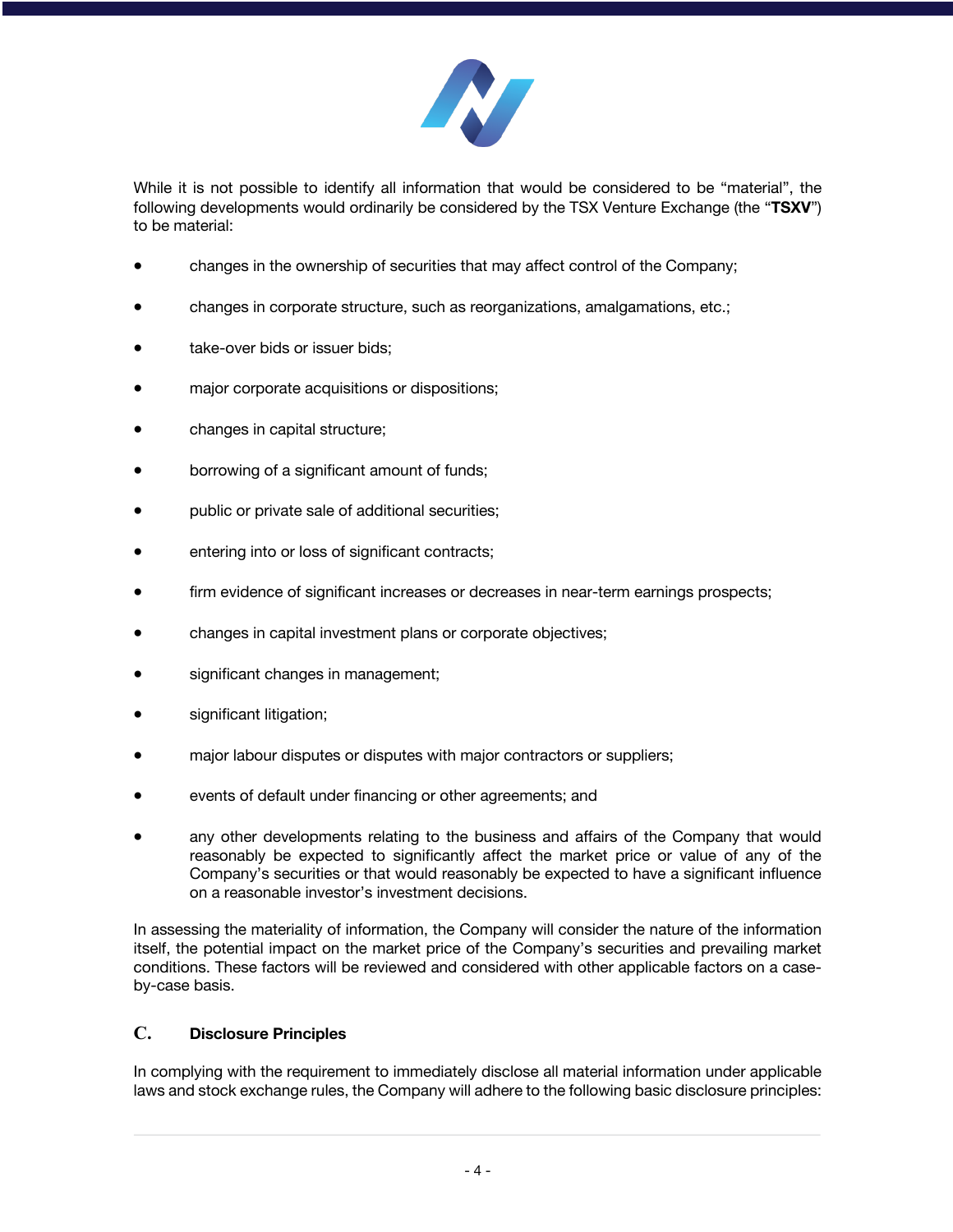While it is not possible to identify all information that would be considered to be "material", the following developments would ordinarily be considered by the TSX Venture Exchange (the "**TSXV**") to be material:

- changes in the ownership of securities that may affect control of the Company;
- changes in corporate structure, such as reorganizations, amalgamations, etc.;
- take-over bids or issuer bids;
- major corporate acquisitions or dispositions;
- changes in capital structure;
- borrowing of a significant amount of funds;
- public or private sale of additional securities;
- entering into or loss of significant contracts;
- firm evidence of significant increases or decreases in near-term earnings prospects;
- changes in capital investment plans or corporate objectives;
- significant changes in management;
- significant litigation;
- major labour disputes or disputes with major contractors or suppliers;
- events of default under financing or other agreements; and
- any other developments relating to the business and affairs of the Company that would reasonably be expected to significantly affect the market price or value of any of the Company's securities or that would reasonably be expected to have a significant influence on a reasonable investor's investment decisions.

In assessing the materiality of information, the Company will consider the nature of the information itself, the potential impact on the market price of the Company's securities and prevailing market conditions. These factors will be reviewed and considered with other applicable factors on a case-by-case basis.

## C. Disclosure Principles

In complying with the requirement to immediately disclose all material information under applicable laws and stock exchange rules, the Company will adhere to the following basic disclosure principles: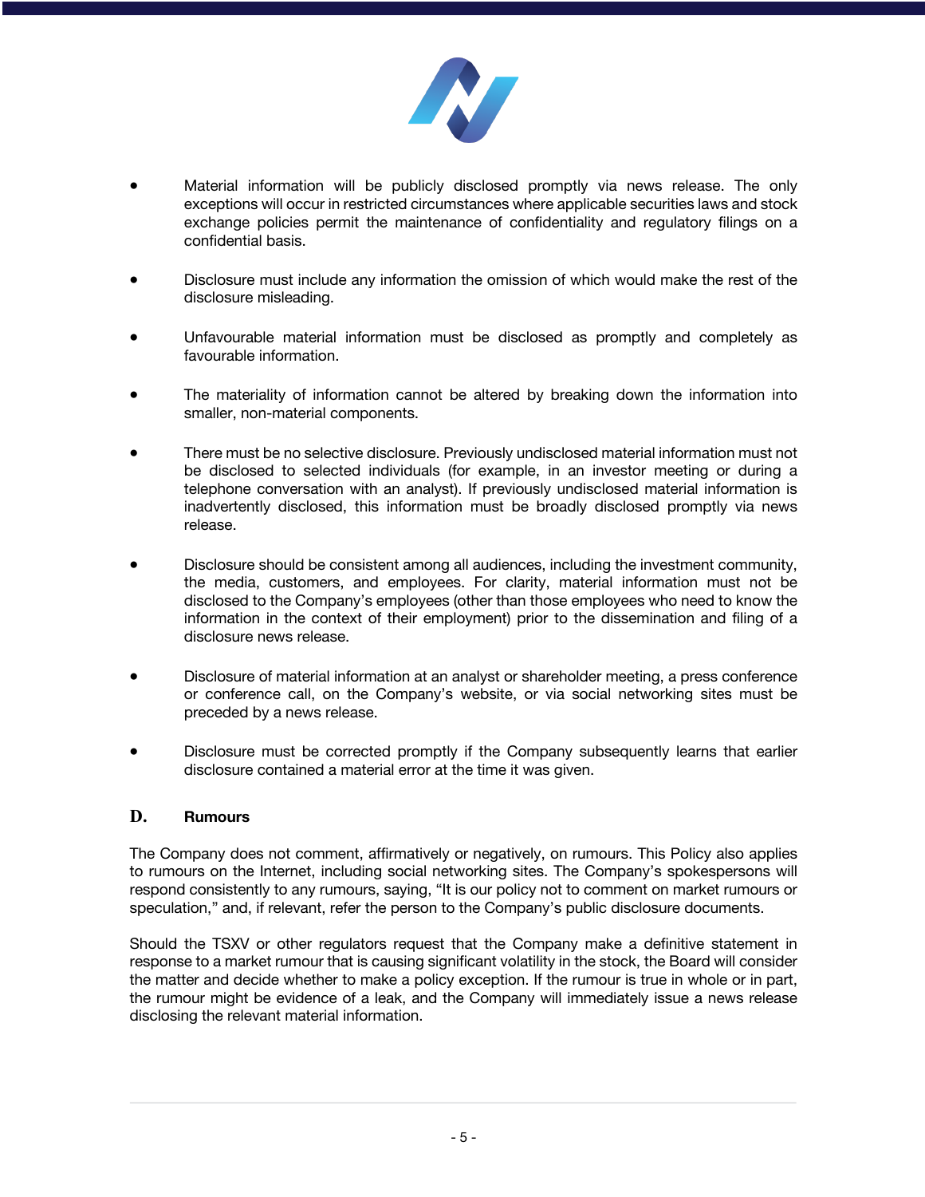- Material information will be publicly disclosed promptly via news release. The only exceptions will occur in restricted circumstances where applicable securities laws and stock exchange policies permit the maintenance of confidentiality and regulatory filings on a confidential basis.

- Disclosure must include any information the omission of which would make the rest of the disclosure misleading.

- Unfavourable material information must be disclosed as promptly and completely as favourable information.

- The materiality of information cannot be altered by breaking down the information into smaller, non-material components.

- There must be no selective disclosure. Previously undisclosed material information must not be disclosed to selected individuals (for example, in an investor meeting or during a telephone conversation with an analyst). If previously undisclosed material information is inadvertently disclosed, this information must be broadly disclosed promptly via news release.

- Disclosure should be consistent among all audiences, including the investment community, the media, customers, and employees. For clarity, material information must not be disclosed to the Company's employees (other than those employees who need to know the information in the context of their employment) prior to the dissemination and filing of a disclosure news release.

- Disclosure of material information at an analyst or shareholder meeting, a press conference or conference call, on the Company's website, or via social networking sites must be preceded by a news release.

- Disclosure must be corrected promptly if the Company subsequently learns that earlier disclosure contained a material error at the time it was given.

## D. Rumours

The Company does not comment, affirmatively or negatively, on rumours. This Policy also applies to rumours on the Internet, including social networking sites. The Company's spokespersons will respond consistently to any rumours, saying, "It is our policy not to comment on market rumours or speculation," and, if relevant, refer the person to the Company's public disclosure documents.

Should the TSXV or other regulators request that the Company make a definitive statement in response to a market rumour that is causing significant volatility in the stock, the Board will consider the matter and decide whether to make a policy exception. If the rumour is true in whole or in part, the rumour might be evidence of a leak, and the Company will immediately issue a news release disclosing the relevant material information.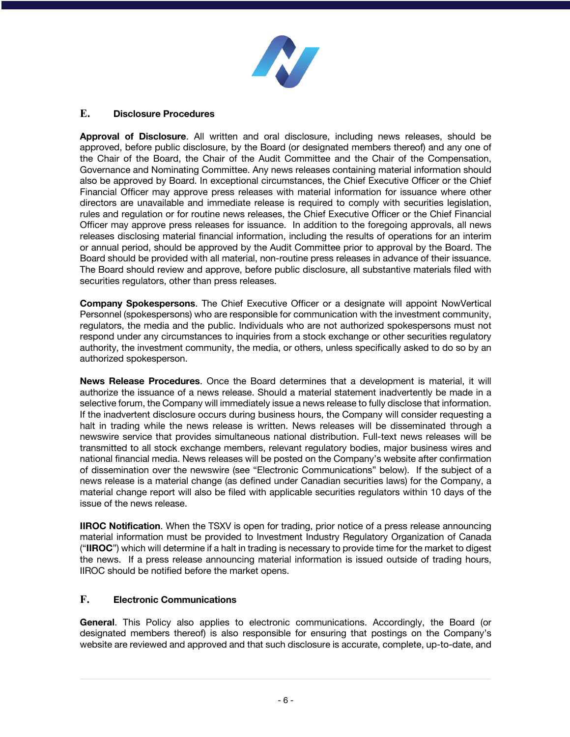## E. Disclosure Procedures

**Approval of Disclosure**. All written and oral disclosure, including news releases, should be approved, before public disclosure, by the Board (or designated members thereof) and any one of the Chair of the Board, the Chair of the Audit Committee and the Chair of the Compensation, Governance and Nominating Committee. Any news releases containing material information should also be approved by Board. In exceptional circumstances, the Chief Executive Officer or the Chief Financial Officer may approve press releases with material information for issuance where other directors are unavailable and immediate release is required to comply with securities legislation, rules and regulation or for routine news releases, the Chief Executive Officer or the Chief Financial Officer may approve press releases for issuance. In addition to the foregoing approvals, all news releases disclosing material financial information, including the results of operations for an interim or annual period, should be approved by the Audit Committee prior to approval by the Board. The Board should be provided with all material, non-routine press releases in advance of their issuance. The Board should review and approve, before public disclosure, all substantive materials filed with securities regulators, other than press releases.

**Company Spokespersons**. The Chief Executive Officer or a designate will appoint NowVertical Personnel (spokespersons) who are responsible for communication with the investment community, regulators, the media and the public. Individuals who are not authorized spokespersons must not respond under any circumstances to inquiries from a stock exchange or other securities regulatory authority, the investment community, the media, or others, unless specifically asked to do so by an authorized spokesperson.

**News Release Procedures**. Once the Board determines that a development is material, it will authorize the issuance of a news release. Should a material statement inadvertently be made in a selective forum, the Company will immediately issue a news release to fully disclose that information. If the inadvertent disclosure occurs during business hours, the Company will consider requesting a halt in trading while the news release is written. News releases will be disseminated through a newswire service that provides simultaneous national distribution. Full-text news releases will be transmitted to all stock exchange members, relevant regulatory bodies, major business wires and national financial media. News releases will be posted on the Company's website after confirmation of dissemination over the newswire (see "Electronic Communications" below). If the subject of a news release is a material change (as defined under Canadian securities laws) for the Company, a material change report will also be filed with applicable securities regulators within 10 days of the issue of the news release.

**IIROC Notification**. When the TSXV is open for trading, prior notice of a press release announcing material information must be provided to Investment Industry Regulatory Organization of Canada ("**IIROC**") which will determine if a halt in trading is necessary to provide time for the market to digest the news. If a press release announcing material information is issued outside of trading hours, IIROC should be notified before the market opens.

## F. Electronic Communications

**General**. This Policy also applies to electronic communications. Accordingly, the Board (or designated members thereof) is also responsible for ensuring that postings on the Company's website are reviewed and approved and that such disclosure is accurate, complete, up-to-date, and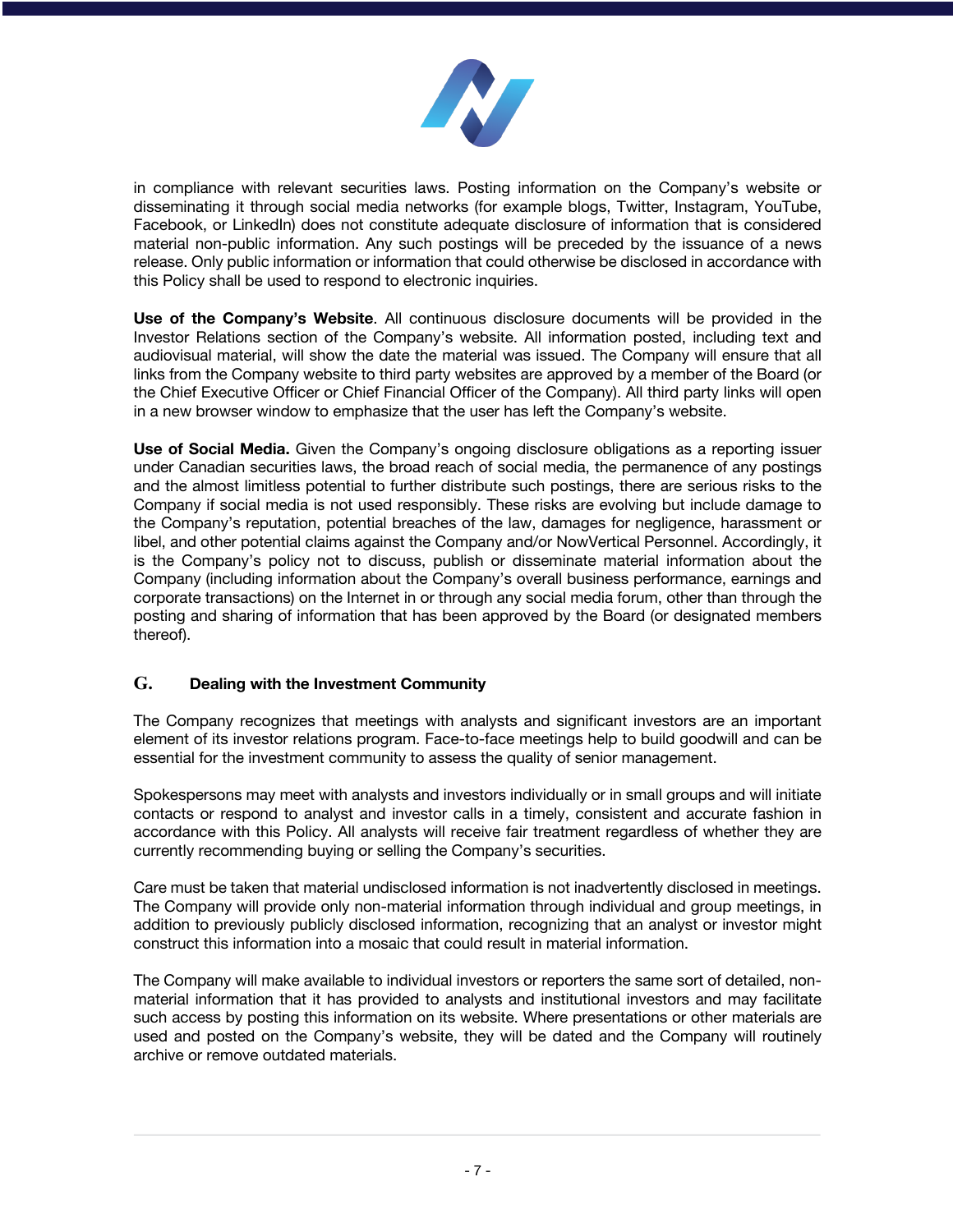in compliance with relevant securities laws. Posting information on the Company's website or disseminating it through social media networks (for example blogs, Twitter, Instagram, YouTube, Facebook, or LinkedIn) does not constitute adequate disclosure of information that is considered material non-public information. Any such postings will be preceded by the issuance of a news release. Only public information or information that could otherwise be disclosed in accordance with this Policy shall be used to respond to electronic inquiries.

**Use of the Company's Website**. All continuous disclosure documents will be provided in the Investor Relations section of the Company's website. All information posted, including text and audiovisual material, will show the date the material was issued. The Company will ensure that all links from the Company website to third party websites are approved by a member of the Board (or the Chief Executive Officer or Chief Financial Officer of the Company). All third party links will open in a new browser window to emphasize that the user has left the Company's website.

**Use of Social Media.** Given the Company's ongoing disclosure obligations as a reporting issuer under Canadian securities laws, the broad reach of social media, the permanence of any postings and the almost limitless potential to further distribute such postings, there are serious risks to the Company if social media is not used responsibly. These risks are evolving but include damage to the Company's reputation, potential breaches of the law, damages for negligence, harassment or libel, and other potential claims against the Company and/or NowVertical Personnel. Accordingly, it is the Company's policy not to discuss, publish or disseminate material information about the Company (including information about the Company's overall business performance, earnings and corporate transactions) on the Internet in or through any social media forum, other than through the posting and sharing of information that has been approved by the Board (or designated members thereof).

## G. Dealing with the Investment Community

The Company recognizes that meetings with analysts and significant investors are an important element of its investor relations program. Face-to-face meetings help to build goodwill and can be essential for the investment community to assess the quality of senior management.

Spokespersons may meet with analysts and investors individually or in small groups and will initiate contacts or respond to analyst and investor calls in a timely, consistent and accurate fashion in accordance with this Policy. All analysts will receive fair treatment regardless of whether they are currently recommending buying or selling the Company's securities.

Care must be taken that material undisclosed information is not inadvertently disclosed in meetings. The Company will provide only non-material information through individual and group meetings, in addition to previously publicly disclosed information, recognizing that an analyst or investor might construct this information into a mosaic that could result in material information.

The Company will make available to individual investors or reporters the same sort of detailed, non-material information that it has provided to analysts and institutional investors and may facilitate such access by posting this information on its website. Where presentations or other materials are used and posted on the Company's website, they will be dated and the Company will routinely archive or remove outdated materials.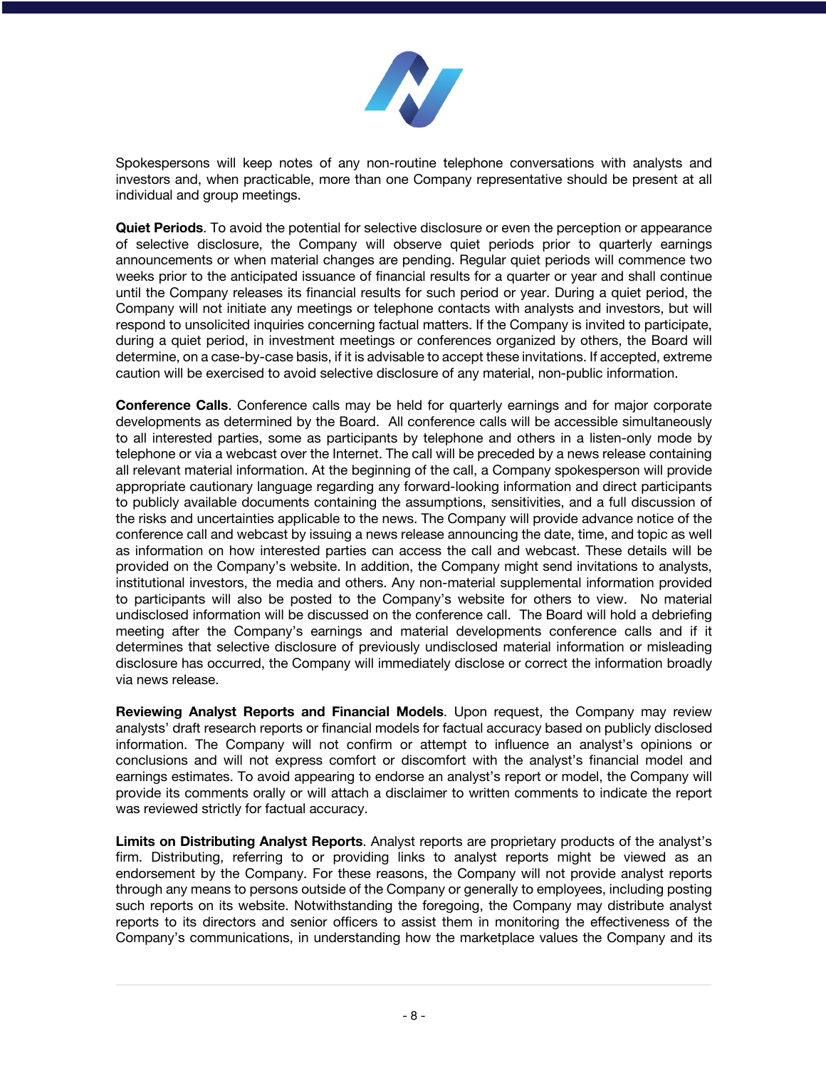Spokespersons will keep notes of any non-routine telephone conversations with analysts and investors and, when practicable, more than one Company representative should be present at all individual and group meetings.

**Quiet Periods**. To avoid the potential for selective disclosure or even the perception or appearance of selective disclosure, the Company will observe quiet periods prior to quarterly earnings announcements or when material changes are pending. Regular quiet periods will commence two weeks prior to the anticipated issuance of financial results for a quarter or year and shall continue until the Company releases its financial results for such period or year. During a quiet period, the Company will not initiate any meetings or telephone contacts with analysts and investors, but will respond to unsolicited inquiries concerning factual matters. If the Company is invited to participate, during a quiet period, in investment meetings or conferences organized by others, the Board will determine, on a case-by-case basis, if it is advisable to accept these invitations. If accepted, extreme caution will be exercised to avoid selective disclosure of any material, non-public information.

**Conference Calls**. Conference calls may be held for quarterly earnings and for major corporate developments as determined by the Board. All conference calls will be accessible simultaneously to all interested parties, some as participants by telephone and others in a listen-only mode by telephone or via a webcast over the Internet. The call will be preceded by a news release containing all relevant material information. At the beginning of the call, a Company spokesperson will provide appropriate cautionary language regarding any forward-looking information and direct participants to publicly available documents containing the assumptions, sensitivities, and a full discussion of the risks and uncertainties applicable to the news. The Company will provide advance notice of the conference call and webcast by issuing a news release announcing the date, time, and topic as well as information on how interested parties can access the call and webcast. These details will be provided on the Company's website. In addition, the Company might send invitations to analysts, institutional investors, the media and others. Any non-material supplemental information provided to participants will also be posted to the Company's website for others to view. No material undisclosed information will be discussed on the conference call. The Board will hold a debriefing meeting after the Company's earnings and material developments conference calls and if it determines that selective disclosure of previously undisclosed material information or misleading disclosure has occurred, the Company will immediately disclose or correct the information broadly via news release.

**Reviewing Analyst Reports and Financial Models**. Upon request, the Company may review analysts' draft research reports or financial models for factual accuracy based on publicly disclosed information. The Company will not confirm or attempt to influence an analyst's opinions or conclusions and will not express comfort or discomfort with the analyst's financial model and earnings estimates. To avoid appearing to endorse an analyst's report or model, the Company will provide its comments orally or will attach a disclaimer to written comments to indicate the report was reviewed strictly for factual accuracy.

**Limits on Distributing Analyst Reports**. Analyst reports are proprietary products of the analyst's firm. Distributing, referring to or providing links to analyst reports might be viewed as an endorsement by the Company. For these reasons, the Company will not provide analyst reports through any means to persons outside of the Company or generally to employees, including posting such reports on its website. Notwithstanding the foregoing, the Company may distribute analyst reports to its directors and senior officers to assist them in monitoring the effectiveness of the Company's communications, in understanding how the marketplace values the Company and its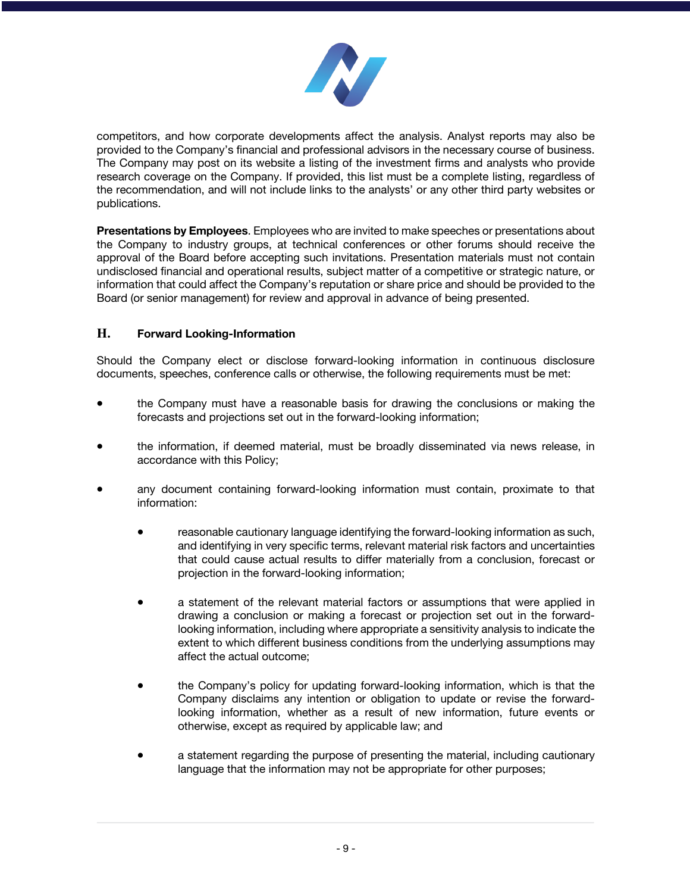competitors, and how corporate developments affect the analysis. Analyst reports may also be provided to the Company's financial and professional advisors in the necessary course of business. The Company may post on its website a listing of the investment firms and analysts who provide research coverage on the Company. If provided, this list must be a complete listing, regardless of the recommendation, and will not include links to the analysts' or any other third party websites or publications.

**Presentations by Employees**. Employees who are invited to make speeches or presentations about the Company to industry groups, at technical conferences or other forums should receive the approval of the Board before accepting such invitations. Presentation materials must not contain undisclosed financial and operational results, subject matter of a competitive or strategic nature, or information that could affect the Company's reputation or share price and should be provided to the Board (or senior management) for review and approval in advance of being presented.

## H. Forward Looking-Information

Should the Company elect or disclose forward-looking information in continuous disclosure documents, speeches, conference calls or otherwise, the following requirements must be met:

- the Company must have a reasonable basis for drawing the conclusions or making the forecasts and projections set out in the forward-looking information;
- the information, if deemed material, must be broadly disseminated via news release, in accordance with this Policy;
- any document containing forward-looking information must contain, proximate to that information:
  - reasonable cautionary language identifying the forward-looking information as such, and identifying in very specific terms, relevant material risk factors and uncertainties that could cause actual results to differ materially from a conclusion, forecast or projection in the forward-looking information;
  - a statement of the relevant material factors or assumptions that were applied in drawing a conclusion or making a forecast or projection set out in the forward-looking information, including where appropriate a sensitivity analysis to indicate the extent to which different business conditions from the underlying assumptions may affect the actual outcome;
  - the Company's policy for updating forward-looking information, which is that the Company disclaims any intention or obligation to update or revise the forward-looking information, whether as a result of new information, future events or otherwise, except as required by applicable law; and
  - a statement regarding the purpose of presenting the material, including cautionary language that the information may not be appropriate for other purposes;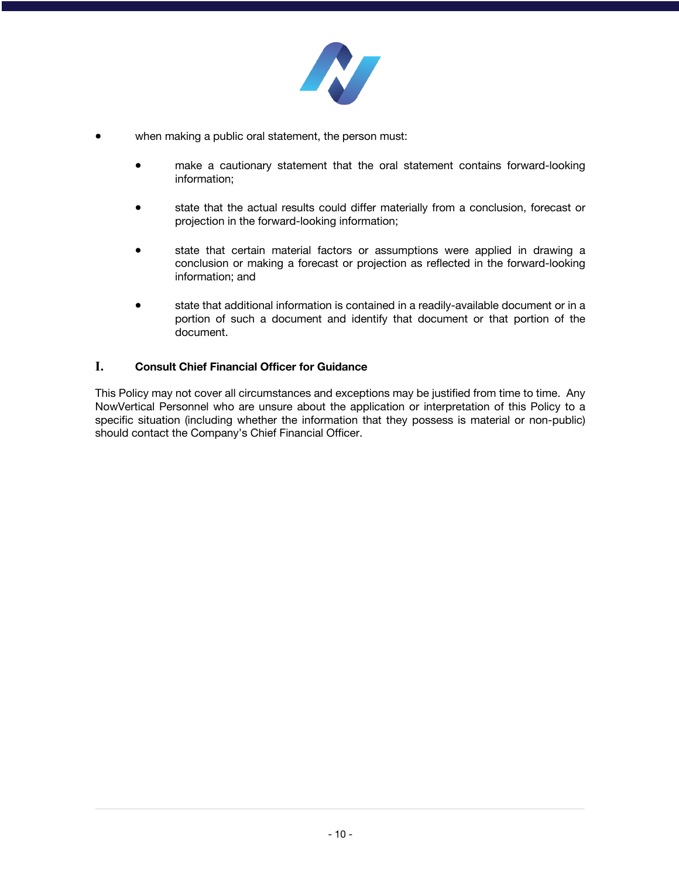- when making a public oral statement, the person must:
  - make a cautionary statement that the oral statement contains forward-looking information;
  - state that the actual results could differ materially from a conclusion, forecast or projection in the forward-looking information;
  - state that certain material factors or assumptions were applied in drawing a conclusion or making a forecast or projection as reflected in the forward-looking information; and
  - state that additional information is contained in a readily-available document or in a portion of such a document and identify that document or that portion of the document.

## I. Consult Chief Financial Officer for Guidance

This Policy may not cover all circumstances and exceptions may be justified from time to time. Any NowVertical Personnel who are unsure about the application or interpretation of this Policy to a specific situation (including whether the information that they possess is material or non-public) should contact the Company's Chief Financial Officer.